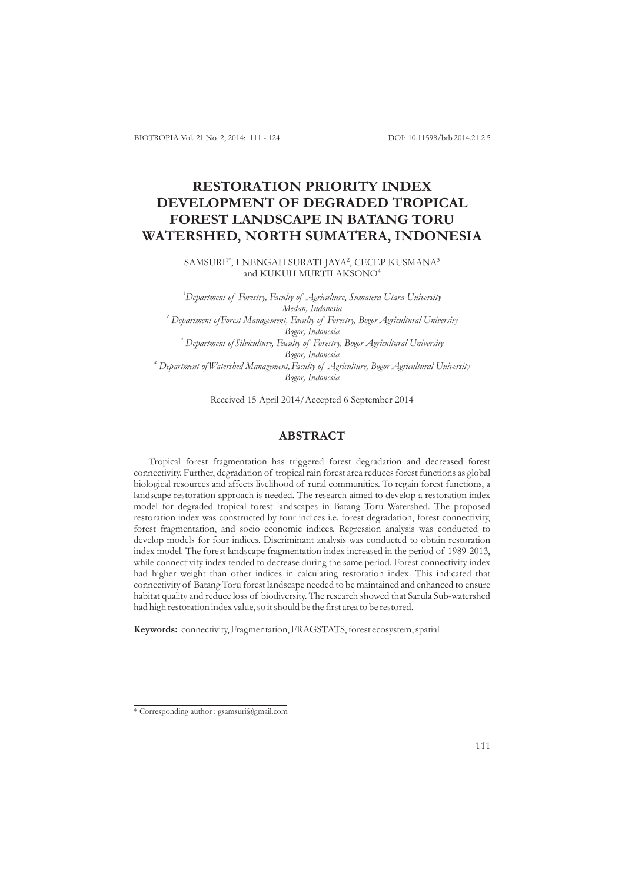# RESTORATION PRIORITY INDEX DEVELOPMENT OF DEGRADED TROPICAL FOREST LANDSCAPE IN BATANG TORU WATERSHED, NORTH SUMATERA, INDONESIA

SAMSURI[1*], I NENGAH SURATI JAYA[2], CECEP KUSMANA[3] and KUKUH MURTILAKSONO[4]

[1] *Department of Forestry, Faculty of Agriculture, Sumatera Utara University Medan, Indonesia*
[2] *Department of Forest Management, Faculty of Forestry, Bogor Agricultural University Bogor, Indonesia*
[3] *Department of Silviculture, Faculty of Forestry, Bogor Agricultural University Bogor, Indonesia*
[4] *Department of Watershed Management, Faculty of Agriculture, Bogor Agricultural University Bogor, Indonesia*

Received 15 April 2014/Accepted 6 September 2014

## ABSTRACT

Tropical forest fragmentation has triggered forest degradation and decreased forest connectivity. Further, degradation of tropical rain forest area reduces forest functions as global biological resources and affects livelihood of rural communities. To regain forest functions, a landscape restoration approach is needed. The research aimed to develop a restoration index model for degraded tropical forest landscapes in Batang Toru Watershed. The proposed restoration index was constructed by four indices i.e. forest degradation, forest connectivity, forest fragmentation, and socio economic indices. Regression analysis was conducted to develop models for four indices. Discriminant analysis was conducted to obtain restoration index model. The forest landscape fragmentation index increased in the period of 1989-2013, while connectivity index tended to decrease during the same period. Forest connectivity index had higher weight than other indices in calculating restoration index. This indicated that connectivity of Batang Toru forest landscape needed to be maintained and enhanced to ensure habitat quality and reduce loss of biodiversity. The research showed that Sarula Sub-watershed had high restoration index value, so it should be the first area to be restored.

**Keywords:** connectivity, Fragmentation, FRAGSTATS, forest ecosystem, spatial

---

* Corresponding author : gsamsuri@gmail.com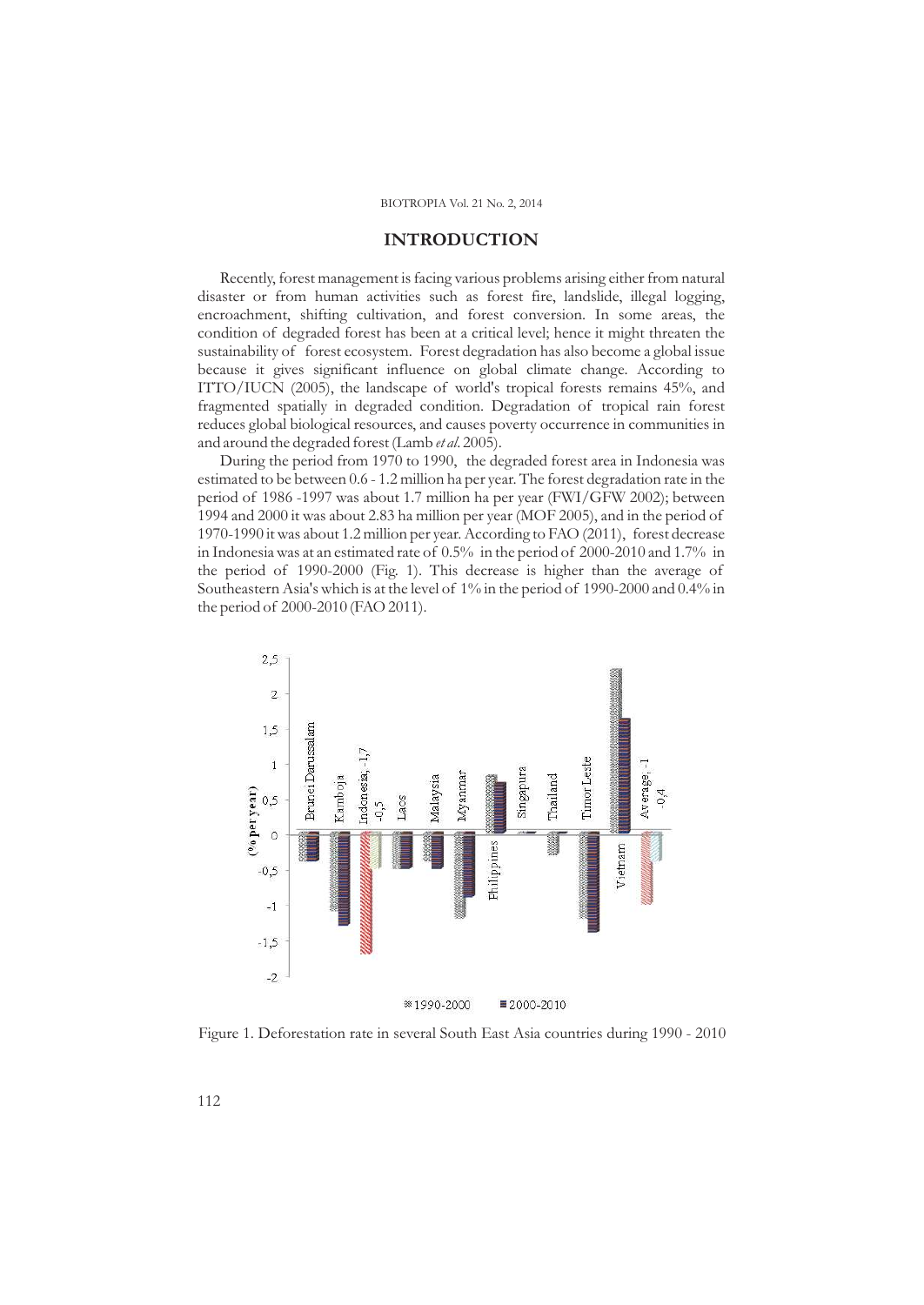# INTRODUCTION

Recently, forest management is facing various problems arising either from natural disaster or from human activities such as forest fire, landslide, illegal logging, encroachment, shifting cultivation, and forest conversion. In some areas, the condition of degraded forest has been at a critical level; hence it might threaten the sustainability of forest ecosystem. Forest degradation has also become a global issue because it gives significant influence on global climate change. According to ITTO/IUCN (2005), the landscape of world's tropical forests remains 45%, and fragmented spatially in degraded condition. Degradation of tropical rain forest reduces global biological resources, and causes poverty occurrence in communities in and around the degraded forest (Lamb *et al.* 2005).

During the period from 1970 to 1990, the degraded forest area in Indonesia was estimated to be between 0.6 - 1.2 million ha per year. The forest degradation rate in the period of 1986 -1997 was about 1.7 million ha per year (FWI/GFW 2002); between 1994 and 2000 it was about 2.83 ha million per year (MOF 2005), and in the period of 1970-1990 it was about 1.2 million per year. According to FAO (2011), forest decrease in Indonesia was at an estimated rate of 0.5% in the period of 2000-2010 and 1.7% in the period of 1990-2000 (Fig. 1). This decrease is higher than the average of Southeastern Asia's which is at the level of 1% in the period of 1990-2000 and 0.4% in the period of 2000-2010 (FAO 2011).

Figure 1. Deforestation rate in several South East Asia countries during 1990 - 2010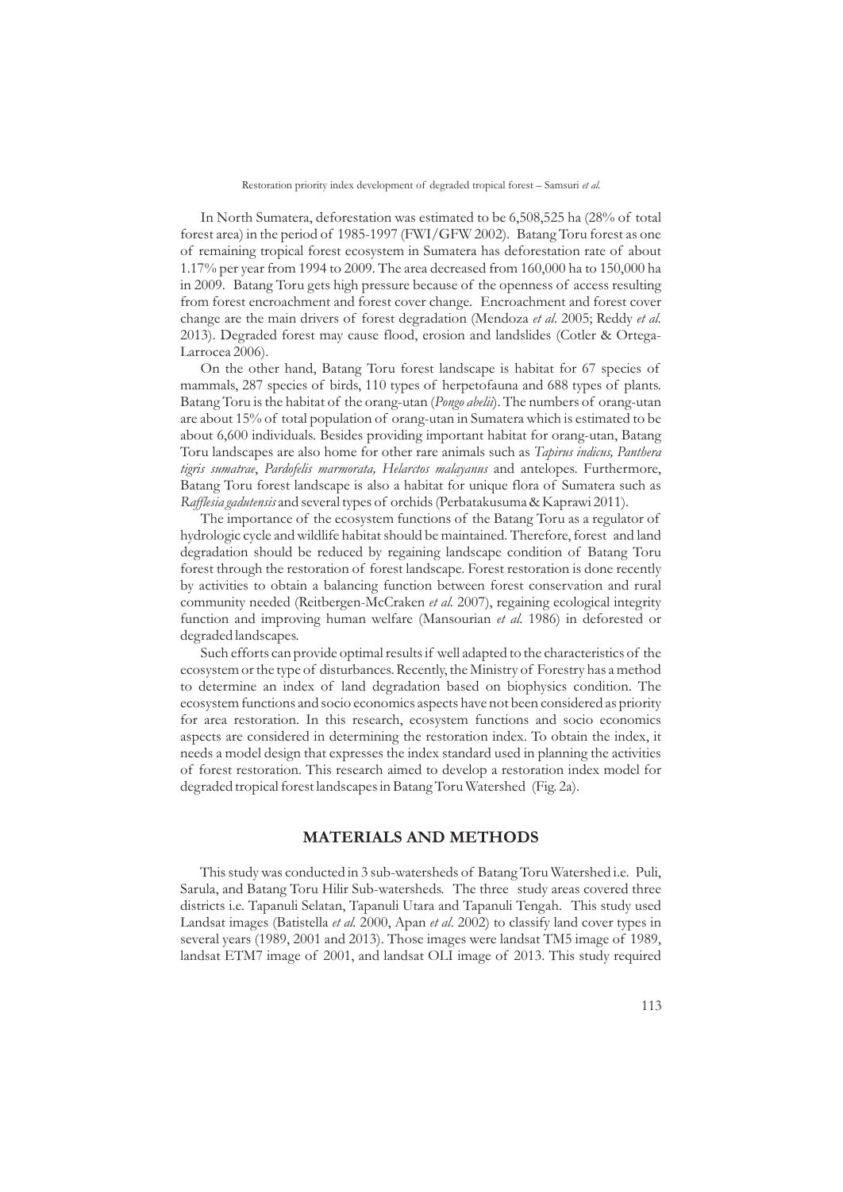In North Sumatera, deforestation was estimated to be 6,508,525 ha (28% of total forest area) in the period of 1985-1997 (FWI/GFW 2002). Batang Toru forest as one of remaining tropical forest ecosystem in Sumatera has deforestation rate of about 1.17% per year from 1994 to 2009. The area decreased from 160,000 ha to 150,000 ha in 2009. Batang Toru gets high pressure because of the openness of access resulting from forest encroachment and forest cover change. Encroachment and forest cover change are the main drivers of forest degradation (Mendoza *et al*. 2005; Reddy *et al.* 2013). Degraded forest may cause flood, erosion and landslides (Cotler & Ortega-Larrocea 2006).

On the other hand, Batang Toru forest landscape is habitat for 67 species of mammals, 287 species of birds, 110 types of herpetofauna and 688 types of plants. Batang Toru is the habitat of the orang-utan (*Pongo abelii*). The numbers of orang-utan are about 15% of total population of orang-utan in Sumatera which is estimated to be about 6,600 individuals. Besides providing important habitat for orang-utan, Batang Toru landscapes are also home for other rare animals such as *Tapirus indicus, Panthera tigris sumatrae*, *Pardofelis marmorata, Helarctos malayanus* and antelopes. Furthermore, Batang Toru forest landscape is also a habitat for unique flora of Sumatera such as *Rafflesia gadutensis* and several types of orchids (Perbatakusuma & Kaprawi 2011).

The importance of the ecosystem functions of the Batang Toru as a regulator of hydrologic cycle and wildlife habitat should be maintained. Therefore, forest and land degradation should be reduced by regaining landscape condition of Batang Toru forest through the restoration of forest landscape. Forest restoration is done recently by activities to obtain a balancing function between forest conservation and rural community needed (Reitbergen-McCraken *et al.* 2007), regaining ecological integrity function and improving human welfare (Mansourian *et al*. 1986) in deforested or degraded landscapes.

Such efforts can provide optimal results if well adapted to the characteristics of the ecosystem or the type of disturbances. Recently, the Ministry of Forestry has a method to determine an index of land degradation based on biophysics condition. The ecosystem functions and socio economics aspects have not been considered as priority for area restoration. In this research, ecosystem functions and socio economics aspects are considered in determining the restoration index. To obtain the index, it needs a model design that expresses the index standard used in planning the activities of forest restoration. This research aimed to develop a restoration index model for degraded tropical forest landscapes in Batang Toru Watershed (Fig. 2a).

## MATERIALS AND METHODS

This study was conducted in 3 sub-watersheds of Batang Toru Watershed i.e. Puli, Sarula, and Batang Toru Hilir Sub-watersheds. The three study areas covered three districts i.e. Tapanuli Selatan, Tapanuli Utara and Tapanuli Tengah. This study used Landsat images (Batistella *et al.* 2000, Apan *et al*. 2002) to classify land cover types in several years (1989, 2001 and 2013). Those images were landsat TM5 image of 1989, landsat ETM7 image of 2001, and landsat OLI image of 2013. This study required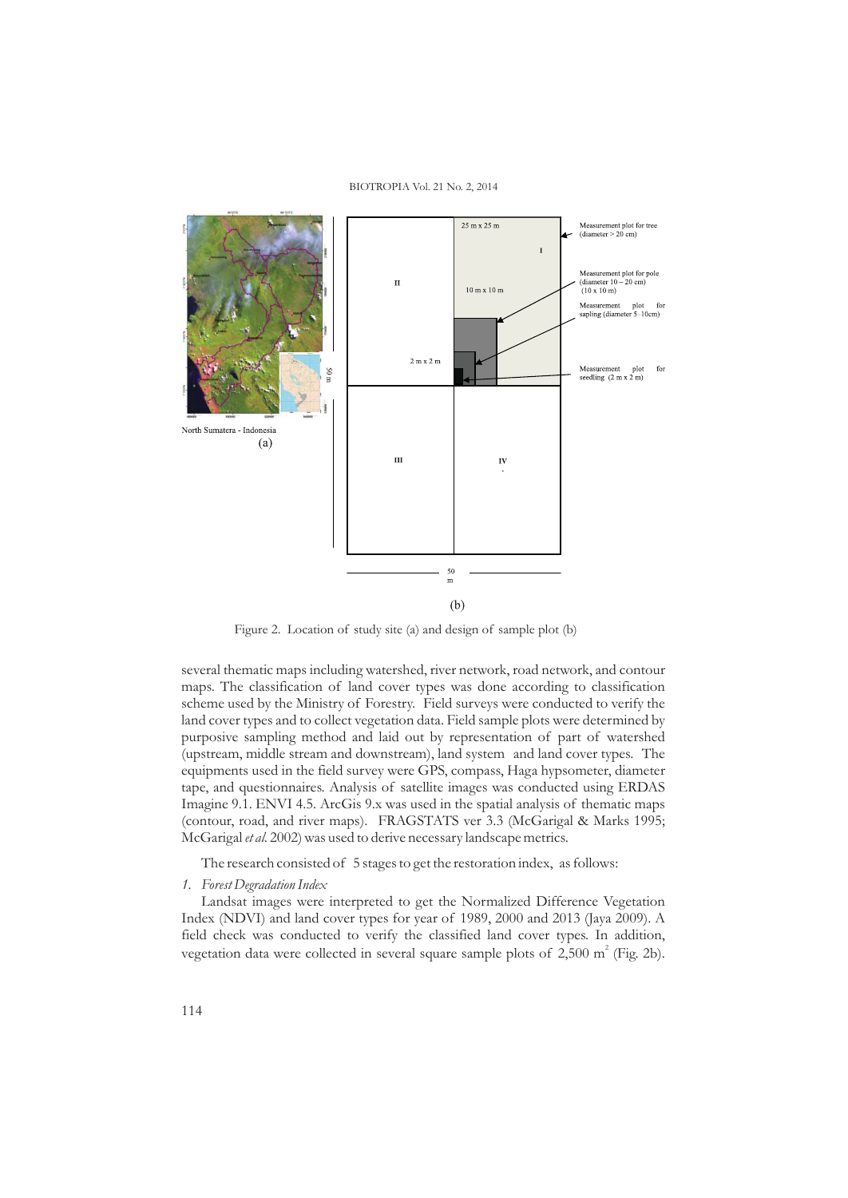Figure 2. Location of study site (a) and design of sample plot (b)

several thematic maps including watershed, river network, road network, and contour maps. The classification of land cover types was done according to classification scheme used by the Ministry of Forestry. Field surveys were conducted to verify the land cover types and to collect vegetation data. Field sample plots were determined by purposive sampling method and laid out by representation of part of watershed (upstream, middle stream and downstream), land system and land cover types. The equipments used in the field survey were GPS, compass, Haga hypsometer, diameter tape, and questionnaires. Analysis of satellite images was conducted using ERDAS Imagine 9.1. ENVI 4.5. ArcGis 9.x was used in the spatial analysis of thematic maps (contour, road, and river maps). FRAGSTATS ver 3.3 (McGarigal & Marks 1995; McGarigal *et al.* 2002) was used to derive necessary landscape metrics.

The research consisted of 5 stages to get the restoration index, as follows:

*1. Forest Degradation Index*

Landsat images were interpreted to get the Normalized Difference Vegetation Index (NDVI) and land cover types for year of 1989, 2000 and 2013 (Jaya 2009). A field check was conducted to verify the classified land cover types. In addition, vegetation data were collected in several square sample plots of 2,500 $m^2$ (Fig. 2b).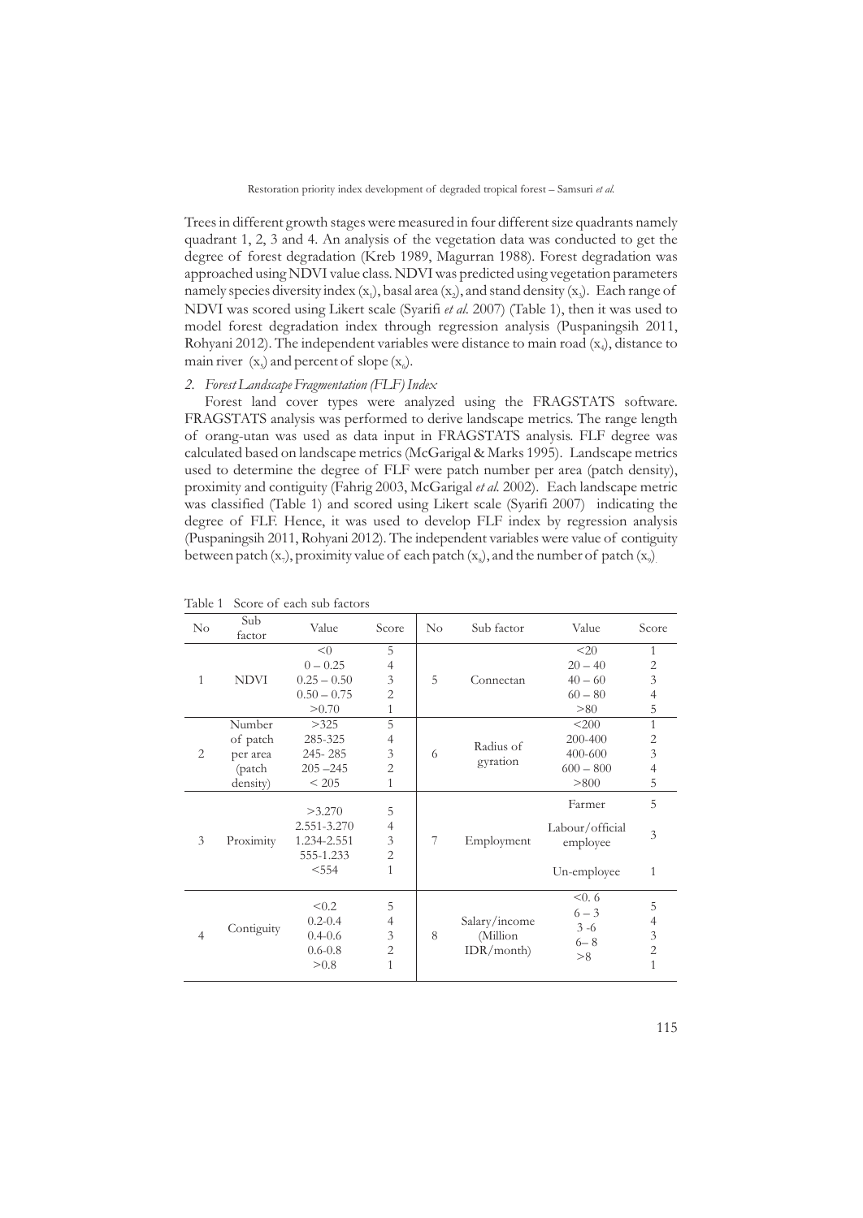Trees in different growth stages were measured in four different size quadrants namely quadrant 1, 2, 3 and 4. An analysis of the vegetation data was conducted to get the degree of forest degradation (Kreb 1989, Magurran 1988). Forest degradation was approached using NDVI value class. NDVI was predicted using vegetation parameters namely species diversity index ($x_1$), basal area ($x_2$), and stand density ($x_3$). Each range of NDVI was scored using Likert scale (Syarifi *et al.* 2007) (Table 1), then it was used to model forest degradation index through regression analysis (Puspaningsih 2011, Rohyani 2012). The independent variables were distance to main road ($x_4$), distance to main river ($x_5$) and percent of slope ($x_6$).

*2. Forest Landscape Fragmentation (FLF) Index*

Forest land cover types were analyzed using the FRAGSTATS software. FRAGSTATS analysis was performed to derive landscape metrics. The range length of orang-utan was used as data input in FRAGSTATS analysis. FLF degree was calculated based on landscape metrics (McGarigal & Marks 1995). Landscape metrics used to determine the degree of FLF were patch number per area (patch density), proximity and contiguity (Fahrig 2003, McGarigal *et al.* 2002). Each landscape metric was classified (Table 1) and scored using Likert scale (Syarifi 2007) indicating the degree of FLF. Hence, it was used to develop FLF index by regression analysis (Puspaningsih 2011, Rohyani 2012). The independent variables were value of contiguity between patch ($x_7$), proximity value of each patch ($x_8$), and the number of patch ($x_9$).

Table 1 Score of each sub factors

| No | Sub factor | Value | Score | No | Sub factor | Value | Score |
|---|---|---|---|---|---|---|---|
| 1 | NDVI | <0 | 5 | 5 | Connectan | <20 | 1 |
| | | 0 – 0.25 | 4 | | | 20 – 40 | 2 |
| | | 0.25 – 0.50 | 3 | | | 40 – 60 | 3 |
| | | 0.50 – 0.75 | 2 | | | 60 – 80 | 4 |
| | | >0.70 | 1 | | | >80 | 5 |
| 2 | Number of patch per area (patch density) | >325 | 5 | 6 | Radius of gyration | <200 | 1 |
| | | 285-325 | 4 | | | 200-400 | 2 |
| | | 245- 285 | 3 | | | 400-600 | 3 |
| | | 205 –245 | 2 | | | 600 – 800 | 4 |
| | | < 205 | 1 | | | >800 | 5 |
| 3 | Proximity | >3.270 | 5 | 7 | Employment | Farmer | 5 |
| | | 2.551-3.270 | 4 | | | Labour/official employee | 3 |
| | | 1.234-2.551 | 3 | | | | |
| | | 555-1.233 | 2 | | | | |
| | | <554 | 1 | | | Un-employee | 1 |
| 4 | Contiguity | <0.2 | 5 | 8 | Salary/income (Million IDR/month) | <0. 6 | 5 |
| | | 0.2-0.4 | 4 | | | 6 – 3 | 4 |
| | | 0.4-0.6 | 3 | | | 3 -6 | 3 |
| | | 0.6-0.8 | 2 | | | 6– 8 | 2 |
| | | >0.8 | 1 | | | >8 | 1 |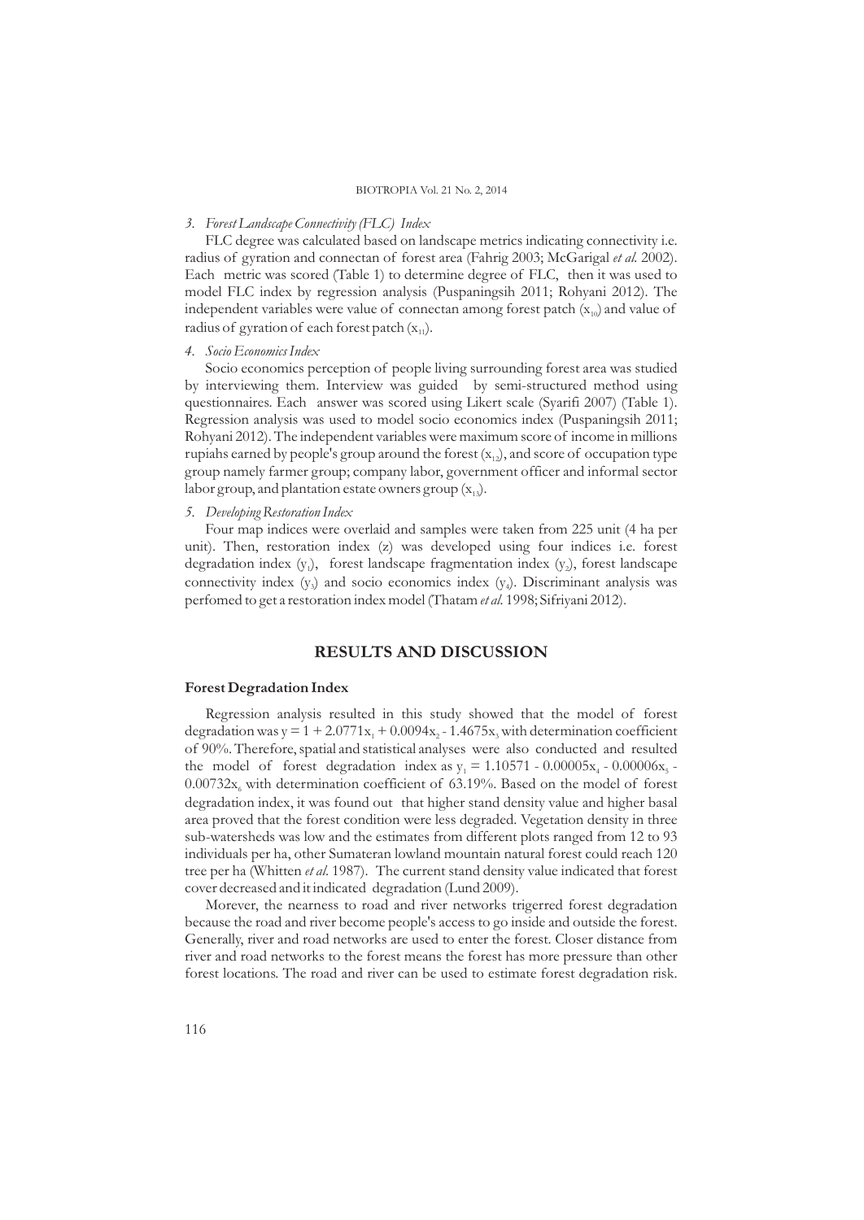*3. Forest Landscape Connectivity (FLC) Index*

FLC degree was calculated based on landscape metrics indicating connectivity i.e. radius of gyration and connectan of forest area (Fahrig 2003; McGarigal *et al.* 2002). Each metric was scored (Table 1) to determine degree of FLC, then it was used to model FLC index by regression analysis (Puspaningsih 2011; Rohyani 2012). The independent variables were value of connectan among forest patch ($x_{10}$) and value of radius of gyration of each forest patch ($x_{11}$).

*4. Socio Economics Index*

Socio economics perception of people living surrounding forest area was studied by interviewing them. Interview was guided by semi-structured method using questionnaires. Each answer was scored using Likert scale (Syarifi 2007) (Table 1). Regression analysis was used to model socio economics index (Puspaningsih 2011; Rohyani 2012). The independent variables were maximum score of income in millions rupiahs earned by people's group around the forest ($x_{12}$), and score of occupation type group namely farmer group; company labor, government officer and informal sector labor group, and plantation estate owners group ($x_{13}$).

*5. Developing Restoration Index*

Four map indices were overlaid and samples were taken from 225 unit (4 ha per unit). Then, restoration index (z) was developed using four indices i.e. forest degradation index ($y_1$), forest landscape fragmentation index ($y_2$), forest landscape connectivity index ($y_3$) and socio economics index ($y_4$). Discriminant analysis was perfomed to get a restoration index model (Thatam *et al.* 1998; Sifriyani 2012).

## RESULTS AND DISCUSSION

### Forest Degradation Index

Regression analysis resulted in this study showed that the model of forest degradation was $y = 1 + 2.0771x_1 + 0.0094x_2 - 1.4675x_3$ with determination coefficient of 90%. Therefore, spatial and statistical analyses were also conducted and resulted the model of forest degradation index as $y_1 = 1.10571 - 0.00005x_4 - 0.00006x_5 - 0.00732x_6$ with determination coefficient of 63.19%. Based on the model of forest degradation index, it was found out that higher stand density value and higher basal area proved that the forest condition were less degraded. Vegetation density in three sub-watersheds was low and the estimates from different plots ranged from 12 to 93 individuals per ha, other Sumateran lowland mountain natural forest could reach 120 tree per ha (Whitten *et al.* 1987). The current stand density value indicated that forest cover decreased and it indicated degradation (Lund 2009).

Morever, the nearness to road and river networks trigerred forest degradation because the road and river become people's access to go inside and outside the forest. Generally, river and road networks are used to enter the forest. Closer distance from river and road networks to the forest means the forest has more pressure than other forest locations. The road and river can be used to estimate forest degradation risk.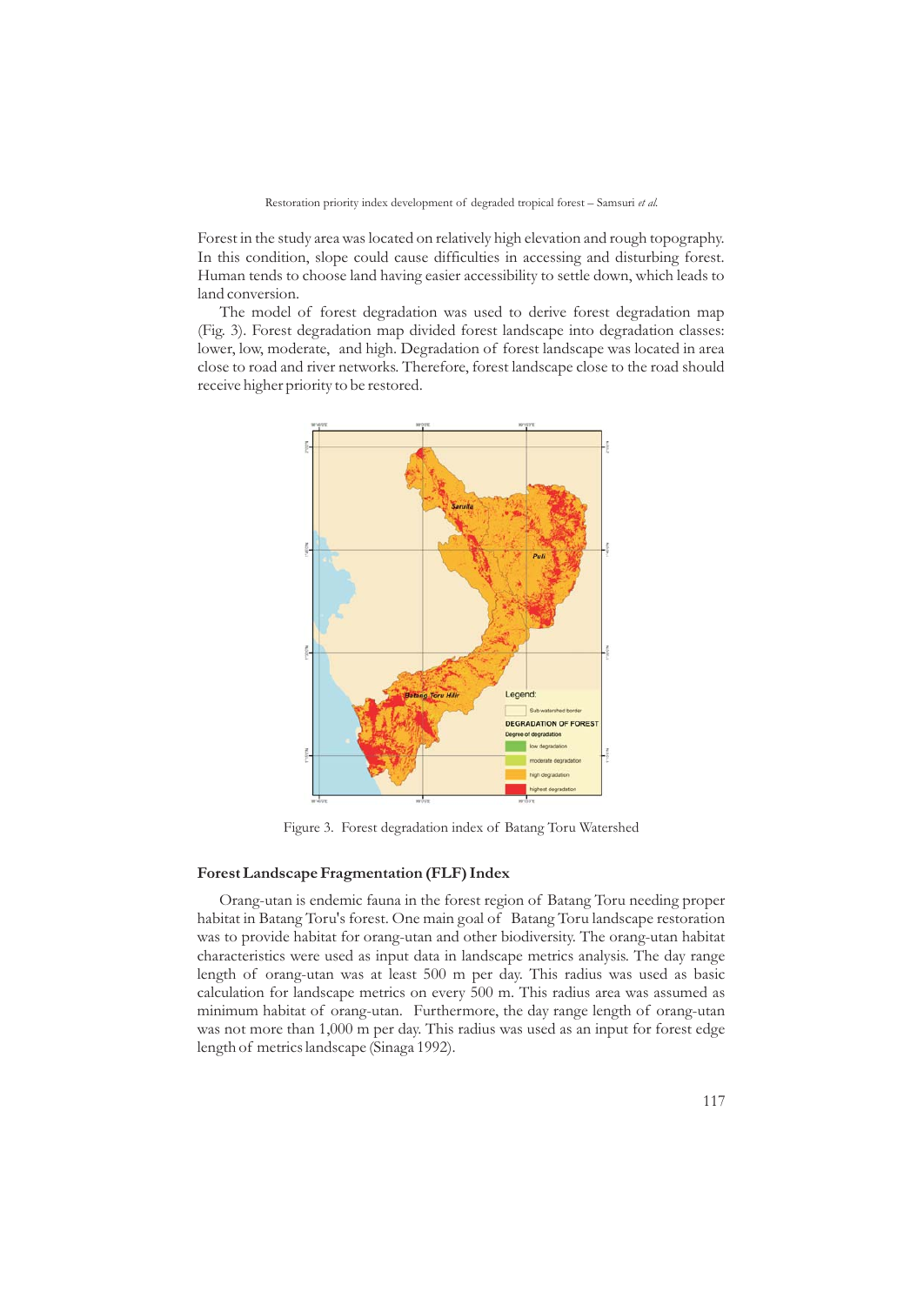Forest in the study area was located on relatively high elevation and rough topography. In this condition, slope could cause difficulties in accessing and disturbing forest. Human tends to choose land having easier accessibility to settle down, which leads to land conversion.

The model of forest degradation was used to derive forest degradation map (Fig. 3). Forest degradation map divided forest landscape into degradation classes: lower, low, moderate, and high. Degradation of forest landscape was located in area close to road and river networks. Therefore, forest landscape close to the road should receive higher priority to be restored.

Figure 3. Forest degradation index of Batang Toru Watershed

### Forest Landscape Fragmentation (FLF) Index

Orang-utan is endemic fauna in the forest region of Batang Toru needing proper habitat in Batang Toru's forest. One main goal of Batang Toru landscape restoration was to provide habitat for orang-utan and other biodiversity. The orang-utan habitat characteristics were used as input data in landscape metrics analysis. The day range length of orang-utan was at least 500 m per day. This radius was used as basic calculation for landscape metrics on every 500 m. This radius area was assumed as minimum habitat of orang-utan. Furthermore, the day range length of orang-utan was not more than 1,000 m per day. This radius was used as an input for forest edge length of metrics landscape (Sinaga 1992).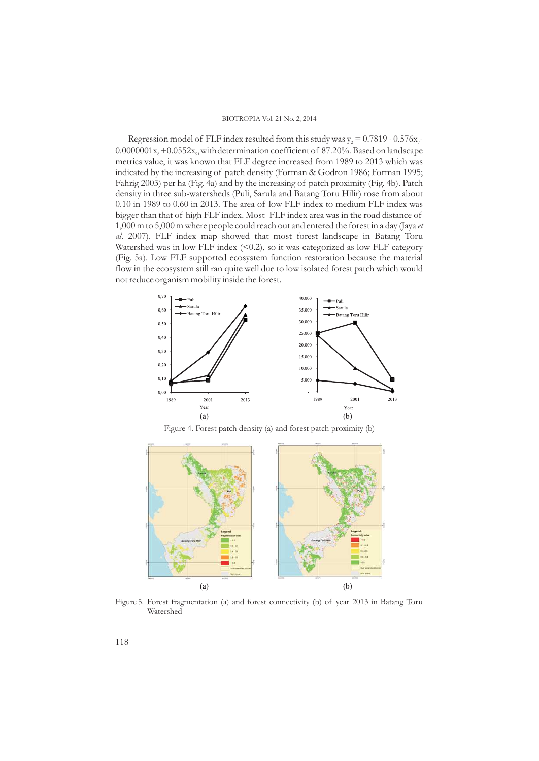Regression model of FLF index resulted from this study was $y_2 = 0.7819 - 0.576x_7 - 0.0000001x_8 + 0.0552x_9$, with determination coefficient of 87.20%. Based on landscape metrics value, it was known that FLF degree increased from 1989 to 2013 which was indicated by the increasing of patch density (Forman & Godron 1986; Forman 1995; Fahrig 2003) per ha (Fig. 4a) and by the increasing of patch proximity (Fig. 4b). Patch density in three sub-watersheds (Puli, Sarula and Batang Toru Hilir) rose from about 0.10 in 1989 to 0.60 in 2013. The area of low FLF index to medium FLF index was bigger than that of high FLF index. Most FLF index area was in the road distance of 1,000 m to 5,000 m where people could reach out and entered the forest in a day (Jaya *et al.* 2007). FLF index map showed that most forest landscape in Batang Toru Watershed was in low FLF index (<0.2), so it was categorized as low FLF category (Fig. 5a). Low FLF supported ecosystem function restoration because the material flow in the ecosystem still ran quite well due to low isolated forest patch which would not reduce organism mobility inside the forest.

Figure 4. Forest patch density (a) and forest patch proximity (b)

Figure 5. Forest fragmentation (a) and forest connectivity (b) of year 2013 in Batang Toru Watershed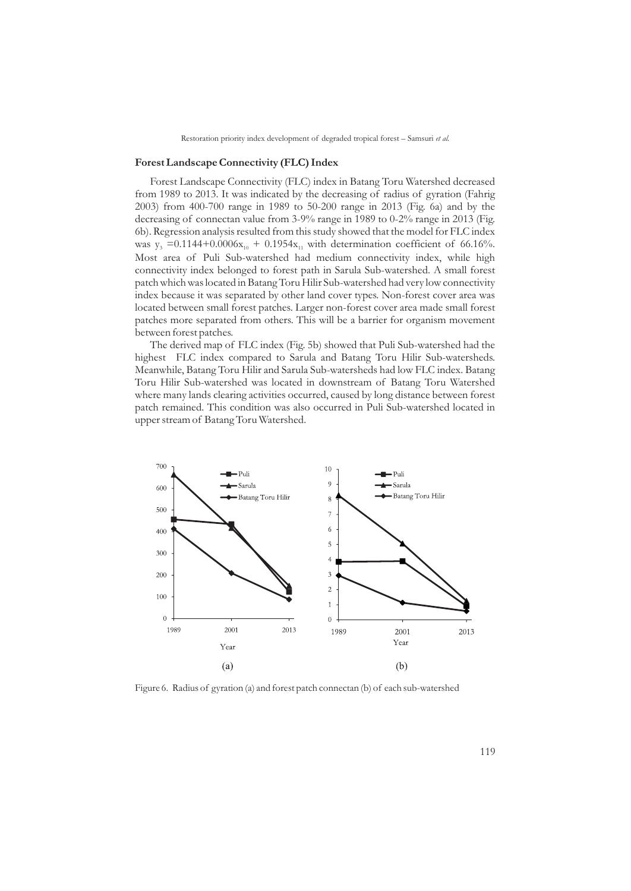## Forest Landscape Connectivity (FLC) Index

Forest Landscape Connectivity (FLC) index in Batang Toru Watershed decreased from 1989 to 2013. It was indicated by the decreasing of radius of gyration (Fahrig 2003) from 400-700 range in 1989 to 50-200 range in 2013 (Fig. 6a) and by the decreasing of connectan value from 3-9% range in 1989 to 0-2% range in 2013 (Fig. 6b). Regression analysis resulted from this study showed that the model for FLC index was $y_3 = 0.1144 + 0.0006x_{10} + 0.1954x_{11}$ with determination coefficient of 66.16%. Most area of Puli Sub-watershed had medium connectivity index, while high connectivity index belonged to forest path in Sarula Sub-watershed. A small forest patch which was located in Batang Toru Hilir Sub-watershed had very low connectivity index because it was separated by other land cover types. Non-forest cover area was located between small forest patches. Larger non-forest cover area made small forest patches more separated from others. This will be a barrier for organism movement between forest patches.

The derived map of FLC index (Fig. 5b) showed that Puli Sub-watershed had the highest FLC index compared to Sarula and Batang Toru Hilir Sub-watersheds. Meanwhile, Batang Toru Hilir and Sarula Sub-watersheds had low FLC index. Batang Toru Hilir Sub-watershed was located in downstream of Batang Toru Watershed where many lands clearing activities occurred, caused by long distance between forest patch remained. This condition was also occurred in Puli Sub-watershed located in upper stream of Batang Toru Watershed.

Figure 6. Radius of gyration (a) and forest patch connectan (b) of each sub-watershed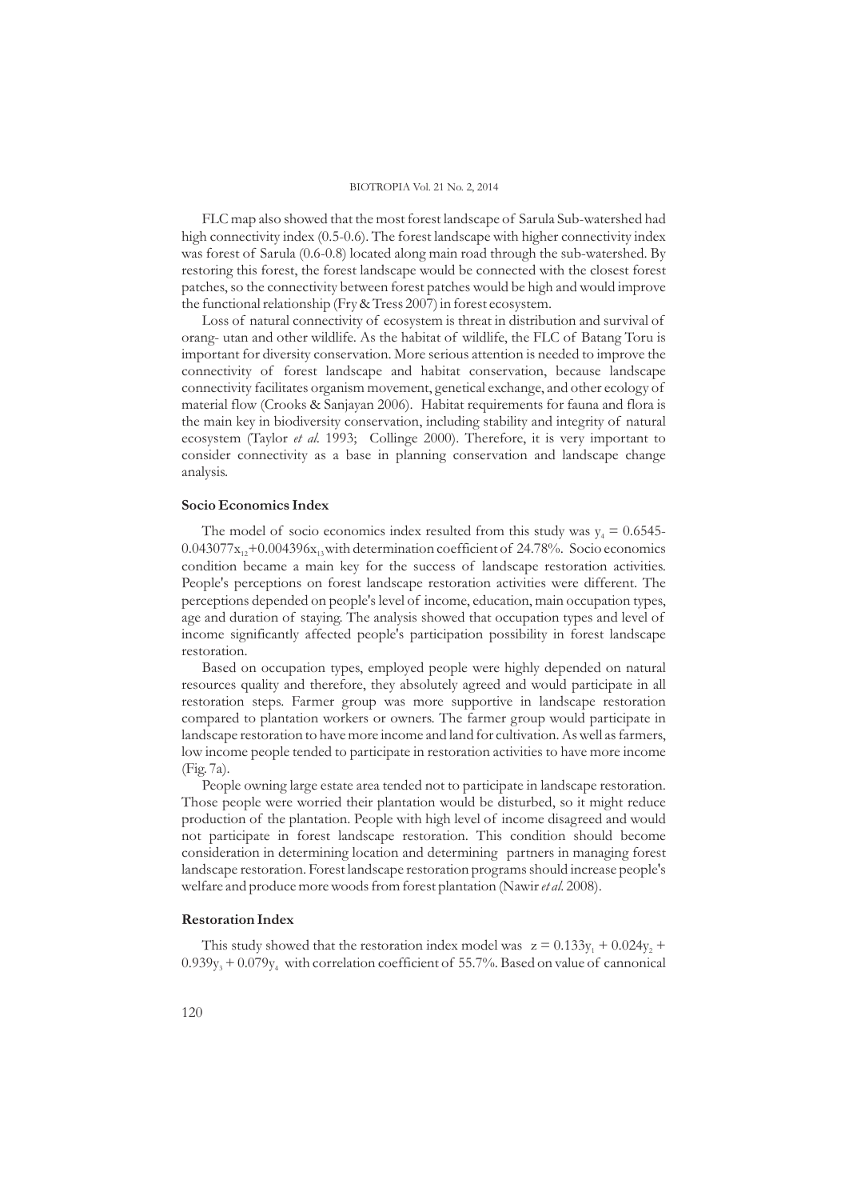FLC map also showed that the most forest landscape of Sarula Sub-watershed had high connectivity index (0.5-0.6). The forest landscape with higher connectivity index was forest of Sarula (0.6-0.8) located along main road through the sub-watershed. By restoring this forest, the forest landscape would be connected with the closest forest patches, so the connectivity between forest patches would be high and would improve the functional relationship (Fry & Tress 2007) in forest ecosystem.

Loss of natural connectivity of ecosystem is threat in distribution and survival of orang- utan and other wildlife. As the habitat of wildlife, the FLC of Batang Toru is important for diversity conservation. More serious attention is needed to improve the connectivity of forest landscape and habitat conservation, because landscape connectivity facilitates organism movement, genetical exchange, and other ecology of material flow (Crooks & Sanjayan 2006). Habitat requirements for fauna and flora is the main key in biodiversity conservation, including stability and integrity of natural ecosystem (Taylor *et al.* 1993; Collinge 2000). Therefore, it is very important to consider connectivity as a base in planning conservation and landscape change analysis.

### Socio Economics Index

The model of socio economics index resulted from this study was $y_4 = 0.6545 - 0.043077x_{12} + 0.004396x_{13}$ with determination coefficient of 24.78%. Socio economics condition became a main key for the success of landscape restoration activities. People's perceptions on forest landscape restoration activities were different. The perceptions depended on people's level of income, education, main occupation types, age and duration of staying. The analysis showed that occupation types and level of income significantly affected people's participation possibility in forest landscape restoration.

Based on occupation types, employed people were highly depended on natural resources quality and therefore, they absolutely agreed and would participate in all restoration steps. Farmer group was more supportive in landscape restoration compared to plantation workers or owners. The farmer group would participate in landscape restoration to have more income and land for cultivation. As well as farmers, low income people tended to participate in restoration activities to have more income (Fig. 7a).

People owning large estate area tended not to participate in landscape restoration. Those people were worried their plantation would be disturbed, so it might reduce production of the plantation. People with high level of income disagreed and would not participate in forest landscape restoration. This condition should become consideration in determining location and determining partners in managing forest landscape restoration. Forest landscape restoration programs should increase people's welfare and produce more woods from forest plantation (Nawir *et al.* 2008).

### Restoration Index

This study showed that the restoration index model was $z = 0.133y_1 + 0.024y_2 + 0.939y_3 + 0.079y_4$ with correlation coefficient of 55.7%. Based on value of cannonical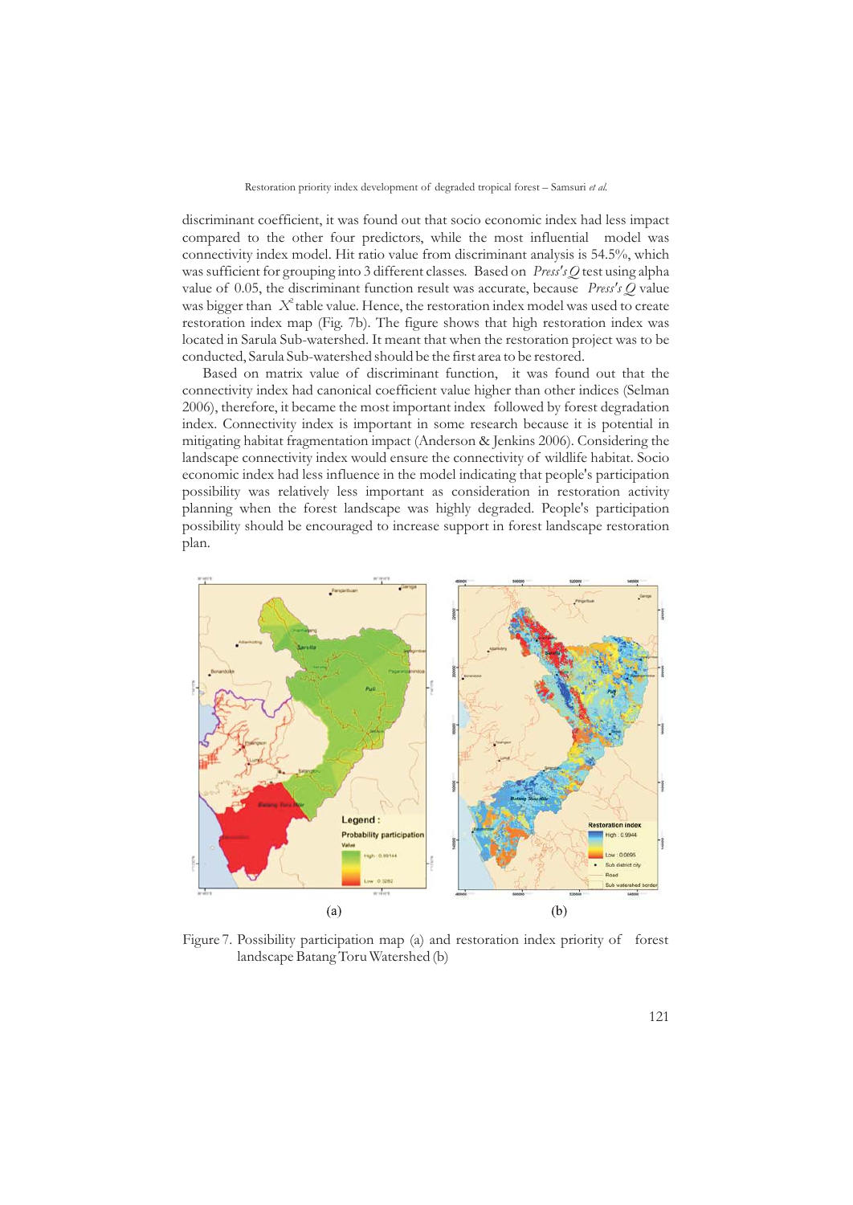discriminant coefficient, it was found out that socio economic index had less impact compared to the other four predictors, while the most influential model was connectivity index model. Hit ratio value from discriminant analysis is 54.5%, which was sufficient for grouping into 3 different classes. Based on *Press's Q* test using alpha value of 0.05, the discriminant function result was accurate, because *Press's Q* value was bigger than $X^2$ table value. Hence, the restoration index model was used to create restoration index map (Fig. 7b). The figure shows that high restoration index was located in Sarula Sub-watershed. It meant that when the restoration project was to be conducted, Sarula Sub-watershed should be the first area to be restored.

Based on matrix value of discriminant function, it was found out that the connectivity index had canonical coefficient value higher than other indices (Selman 2006), therefore, it became the most important index followed by forest degradation index. Connectivity index is important in some research because it is potential in mitigating habitat fragmentation impact (Anderson & Jenkins 2006). Considering the landscape connectivity index would ensure the connectivity of wildlife habitat. Socio economic index had less influence in the model indicating that people's participation possibility was relatively less important as consideration in restoration activity planning when the forest landscape was highly degraded. People's participation possibility should be encouraged to increase support in forest landscape restoration plan.

(a) (b)

Figure 7. Possibility participation map (a) and restoration index priority of forest landscape Batang Toru Watershed (b)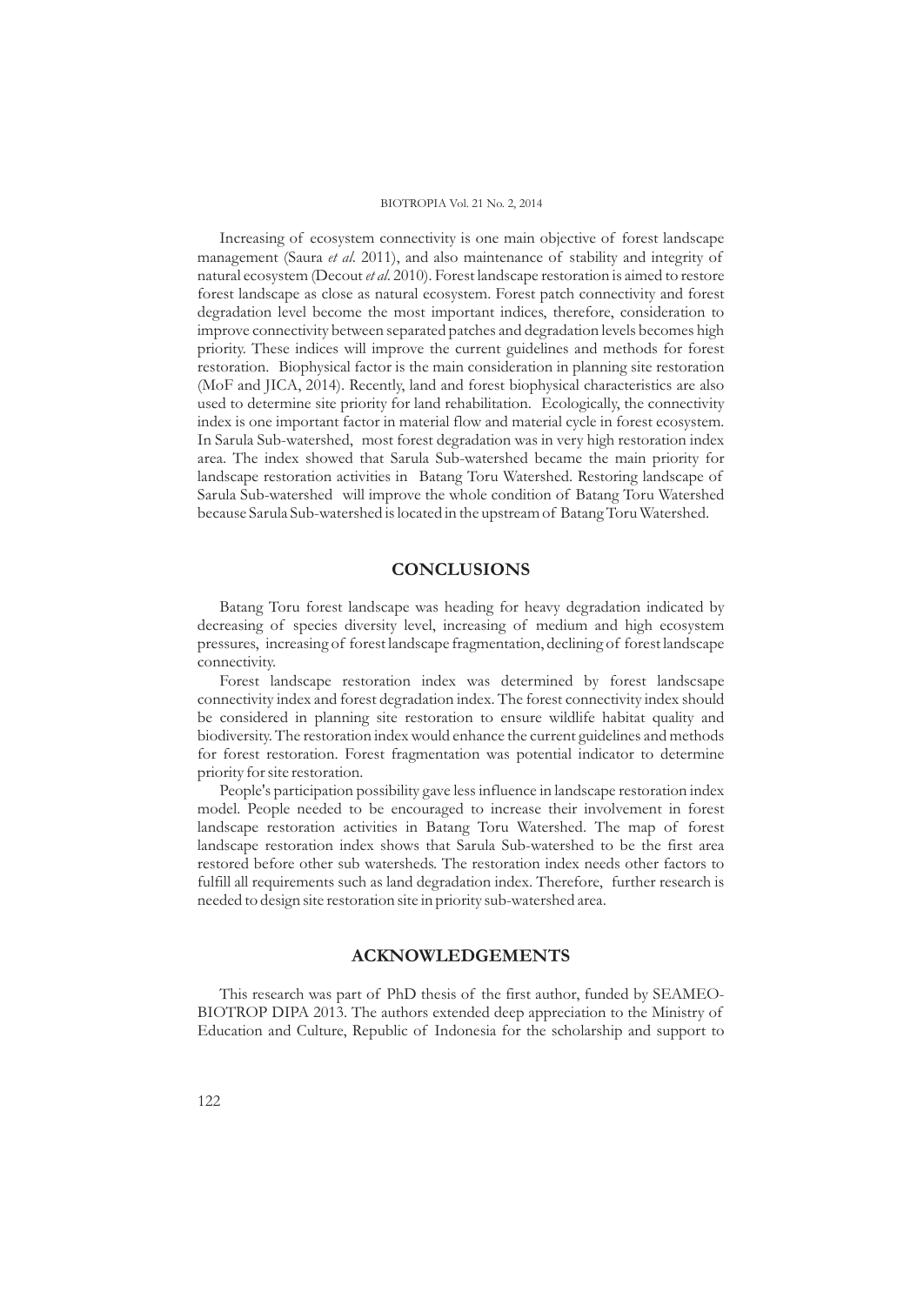Increasing of ecosystem connectivity is one main objective of forest landscape management (Saura *et al.* 2011), and also maintenance of stability and integrity of natural ecosystem (Decout *et al.* 2010). Forest landscape restoration is aimed to restore forest landscape as close as natural ecosystem. Forest patch connectivity and forest degradation level become the most important indices, therefore, consideration to improve connectivity between separated patches and degradation levels becomes high priority. These indices will improve the current guidelines and methods for forest restoration. Biophysical factor is the main consideration in planning site restoration (MoF and JICA, 2014). Recently, land and forest biophysical characteristics are also used to determine site priority for land rehabilitation. Ecologically, the connectivity index is one important factor in material flow and material cycle in forest ecosystem. In Sarula Sub-watershed, most forest degradation was in very high restoration index area. The index showed that Sarula Sub-watershed became the main priority for landscape restoration activities in Batang Toru Watershed. Restoring landscape of Sarula Sub-watershed will improve the whole condition of Batang Toru Watershed because Sarula Sub-watershed is located in the upstream of Batang Toru Watershed.

## CONCLUSIONS

Batang Toru forest landscape was heading for heavy degradation indicated by decreasing of species diversity level, increasing of medium and high ecosystem pressures, increasing of forest landscape fragmentation, declining of forest landscape connectivity.

Forest landscape restoration index was determined by forest landscsape connectivity index and forest degradation index. The forest connectivity index should be considered in planning site restoration to ensure wildlife habitat quality and biodiversity. The restoration index would enhance the current guidelines and methods for forest restoration. Forest fragmentation was potential indicator to determine priority for site restoration.

People's participation possibility gave less influence in landscape restoration index model. People needed to be encouraged to increase their involvement in forest landscape restoration activities in Batang Toru Watershed. The map of forest landscape restoration index shows that Sarula Sub-watershed to be the first area restored before other sub watersheds. The restoration index needs other factors to fulfill all requirements such as land degradation index. Therefore, further research is needed to design site restoration site in priority sub-watershed area.

## ACKNOWLEDGEMENTS

This research was part of PhD thesis of the first author, funded by SEAMEO-BIOTROP DIPA 2013. The authors extended deep appreciation to the Ministry of Education and Culture, Republic of Indonesia for the scholarship and support to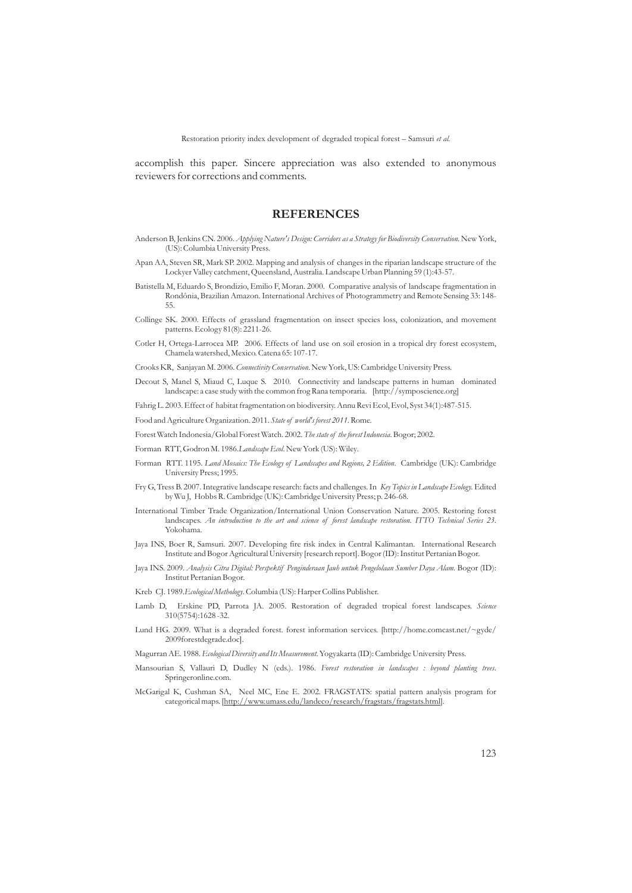accomplish this paper. Sincere appreciation was also extended to anonymous reviewers for corrections and comments.

## REFERENCES

Anderson B, Jenkins CN. 2006. *Applying Nature's Design: Corridors as a Strategy for Biodiversity Conservation.* New York, (US): Columbia University Press.

Apan AA, Steven SR, Mark SP. 2002. Mapping and analysis of changes in the riparian landscape structure of the Lockyer Valley catchment, Queensland, Australia. Landscape Urban Planning 59 (1):43-57.

Batistella M, Eduardo S, Brondizio, Emilio F, Moran. 2000. Comparative analysis of landscape fragmentation in Rondônia, Brazilian Amazon. International Archives of Photogrammetry and Remote Sensing 33: 148-55.

Collinge SK. 2000. Effects of grassland fragmentation on insect species loss, colonization, and movement patterns. Ecology 81(8): 2211-26.

Cotler H, Ortega-Larrocea MP. 2006. Effects of land use on soil erosion in a tropical dry forest ecosystem, Chamela watershed, Mexico. Catena 65: 107-17.

Crooks KR, Sanjayan M. 2006. *Connectivity Conservation.* New York, US: Cambridge University Press.

Decout S, Manel S, Miaud C, Luque S. 2010. Connectivity and landscape patterns in human dominated landscape: a case study with the common frog Rana temporaria. [http://symposcience.org]

Fahrig L. 2003. Effect of habitat fragmentation on biodiversity. Annu Revi Ecol, Evol, Syst 34(1):487-515.

Food and Agriculture Organization. 2011. *State of world's forest 2011.* Rome.

Forest Watch Indonesia/Global Forest Watch. 2002. *The state of the forest Indonesia.* Bogor; 2002.

Forman RTT, Godron M. 1986.*Landscape Ecol.* New York (US): Wiley.

Forman RTT. 1195. *Land Mosaics: The Ecology of Landscapes and Regions, 2 Edition.* Cambridge (UK): Cambridge University Press; 1995.

Fry G, Tress B. 2007. Integrative landscape research: facts and challenges. In *Key Topics in Landscape Ecology.* Edited by Wu J, Hobbs R. Cambridge (UK): Cambridge University Press; p. 246-68.

International Timber Trade Organization/International Union Conservation Nature. 2005. Restoring forest landscapes. *An introduction to the art and science of forest landscape restoration. ITTO Technical Series 23.* Yokohama.

Jaya INS, Boer R, Samsuri. 2007. Developing fire risk index in Central Kalimantan. International Research Institute and Bogor Agricultural University [research report]. Bogor (ID): Institut Pertanian Bogor.

Jaya INS. 2009. *Analysis Citra Digital: Perspektif Penginderaan Jauh untuk Pengelolaan Sumber Daya Alam.* Bogor (ID): Institut Pertanian Bogor.

Kreb CJ. 1989.*Ecological Methology.* Columbia (US): Harper Collins Publisher.

Lamb D, Erskine PD, Parrota JA. 2005. Restoration of degraded tropical forest landscapes. *Science* 310(5754):1628 -32.

Lund HG. 2009. What is a degraded forest. forest information services. [http://home.comcast.net/~gyde/2009forestdegrade.doc].

Magurran AE. 1988. *Ecological Diversity and Its Measurement.* Yogyakarta (ID): Cambridge University Press.

Mansourian S, Vallauri D, Dudley N (eds.). 1986. *Forest restoration in landscapes : beyond planting trees.* Springeronline.com.

McGarigal K, Cushman SA, Neel MC, Ene E. 2002. FRAGSTATS: spatial pattern analysis program for categorical maps. [http://www.umass.edu/landeco/research/fragstats/fragstats.html].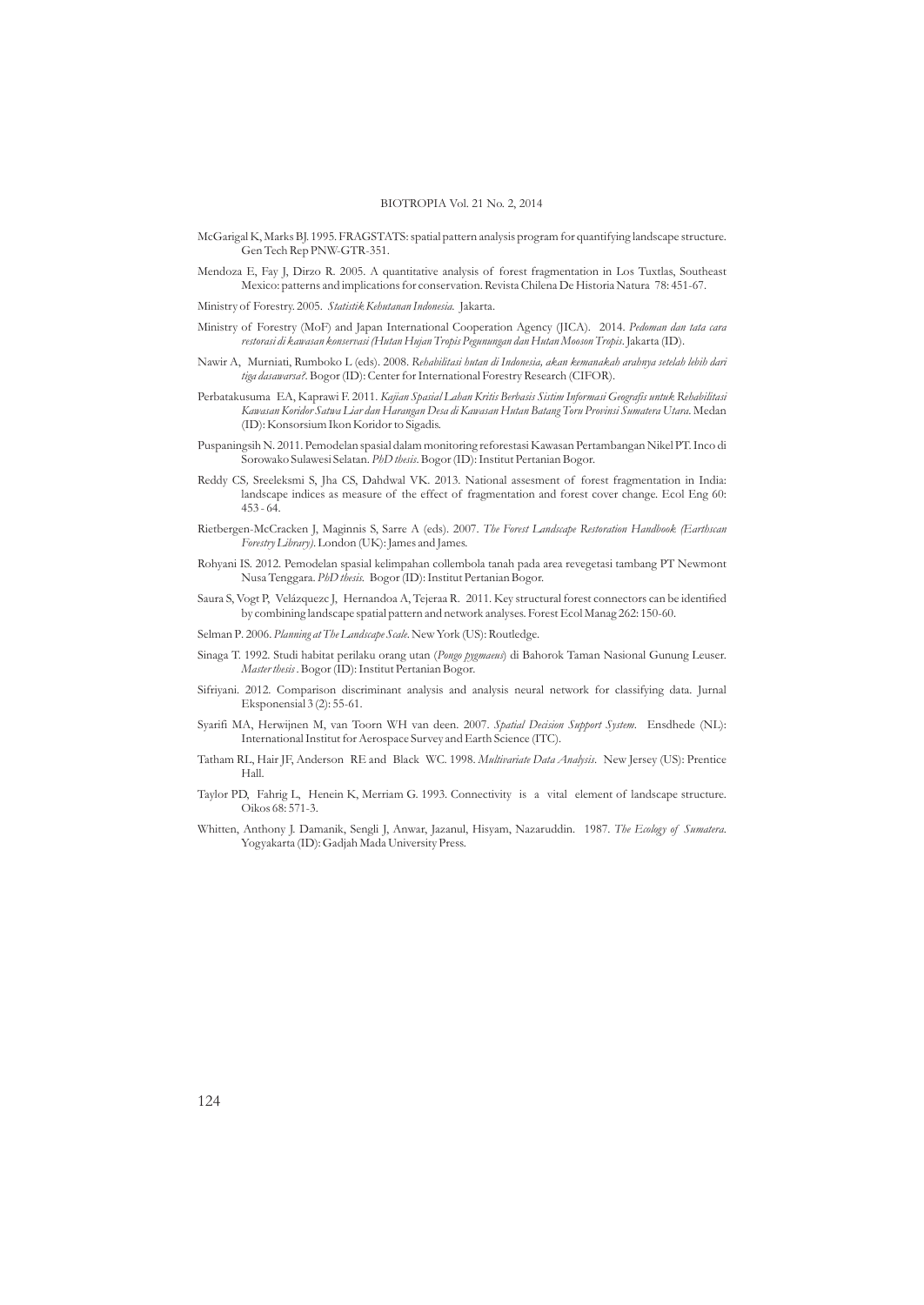McGarigal K, Marks BJ. 1995. FRAGSTATS: spatial pattern analysis program for quantifying landscape structure. Gen Tech Rep PNW-GTR-351.

Mendoza E, Fay J, Dirzo R. 2005. A quantitative analysis of forest fragmentation in Los Tuxtlas, Southeast Mexico: patterns and implications for conservation. Revista Chilena De Historia Natura 78: 451-67.

Ministry of Forestry. 2005. *Statistik Kehutanan Indonesia.* Jakarta.

Ministry of Forestry (MoF) and Japan International Cooperation Agency (JICA). 2014. *Pedoman dan tata cara restorasi di kawasan konservasi (Hutan Hujan Tropis Pegunungan dan Hutan Mooson Tropis*. Jakarta (ID).

Nawir A, Murniati, Rumboko L (eds). 2008. *Rehabilitasi hutan di Indonesia, akan kemanakah arahnya setelah lebih dari tiga dasawarsa?*. Bogor (ID): Center for International Forestry Research (CIFOR).

Perbatakusuma EA, Kaprawi F. 2011. *Kajian Spasial Lahan Kritis Berbasis Sistim Informasi Geografis untuk Rehabilitasi Kawasan Koridor Satwa Liar dan Harangan Desa di Kawasan Hutan Batang Toru Provinsi Sumatera Utara.* Medan (ID): Konsorsium Ikon Koridor to Sigadis.

Puspaningsih N. 2011. Pemodelan spasial dalam monitoring reforestasi Kawasan Pertambangan Nikel PT. Inco di Sorowako Sulawesi Selatan. *PhD thesis*. Bogor (ID): Institut Pertanian Bogor.

Reddy CS, Sreeleksmi S, Jha CS, Dahdwal VK. 2013. National assesment of forest fragmentation in India: landscape indices as measure of the effect of fragmentation and forest cover change. Ecol Eng 60: 453 - 64.

Rietbergen-McCracken J, Maginnis S, Sarre A (eds). 2007. *The Forest Landscape Restoration Handbook (Earthscan Forestry Library)*. London (UK): James and James.

Rohyani IS. 2012. Pemodelan spasial kelimpahan collembola tanah pada area revegetasi tambang PT Newmont Nusa Tenggara. *PhD thesis.* Bogor (ID): Institut Pertanian Bogor.

Saura S, Vogt P, Velázquezc J, Hernandoa A, Tejeraa R. 2011. Key structural forest connectors can be identified by combining landscape spatial pattern and network analyses. Forest Ecol Manag 262: 150-60.

Selman P. 2006. *Planning at The Landscape Scale*. New York (US): Routledge.

Sinaga T. 1992. Studi habitat perilaku orang utan (*Pongo pygmaeus*) di Bahorok Taman Nasional Gunung Leuser. *Master thesis* . Bogor (ID): Institut Pertanian Bogor.

Sifriyani. 2012. Comparison discriminant analysis and analysis neural network for classifying data. Jurnal Eksponensial 3 (2): 55-61.

Syarifi MA, Herwijnen M, van Toorn WH van deen. 2007. *Spatial Decision Support System*. Ensdhede (NL): International Institut for Aerospace Survey and Earth Science (ITC).

Tatham RL, Hair JF, Anderson RE and Black WC. 1998. *Multivariate Data Analysis*. New Jersey (US): Prentice Hall.

Taylor PD, Fahrig L, Henein K, Merriam G. 1993. Connectivity is a vital element of landscape structure. Oikos 68: 571-3.

Whitten, Anthony J. Damanik, Sengli J, Anwar, Jazanul, Hisyam, Nazaruddin. 1987. *The Ecology of Sumatera*. Yogyakarta (ID): Gadjah Mada University Press.